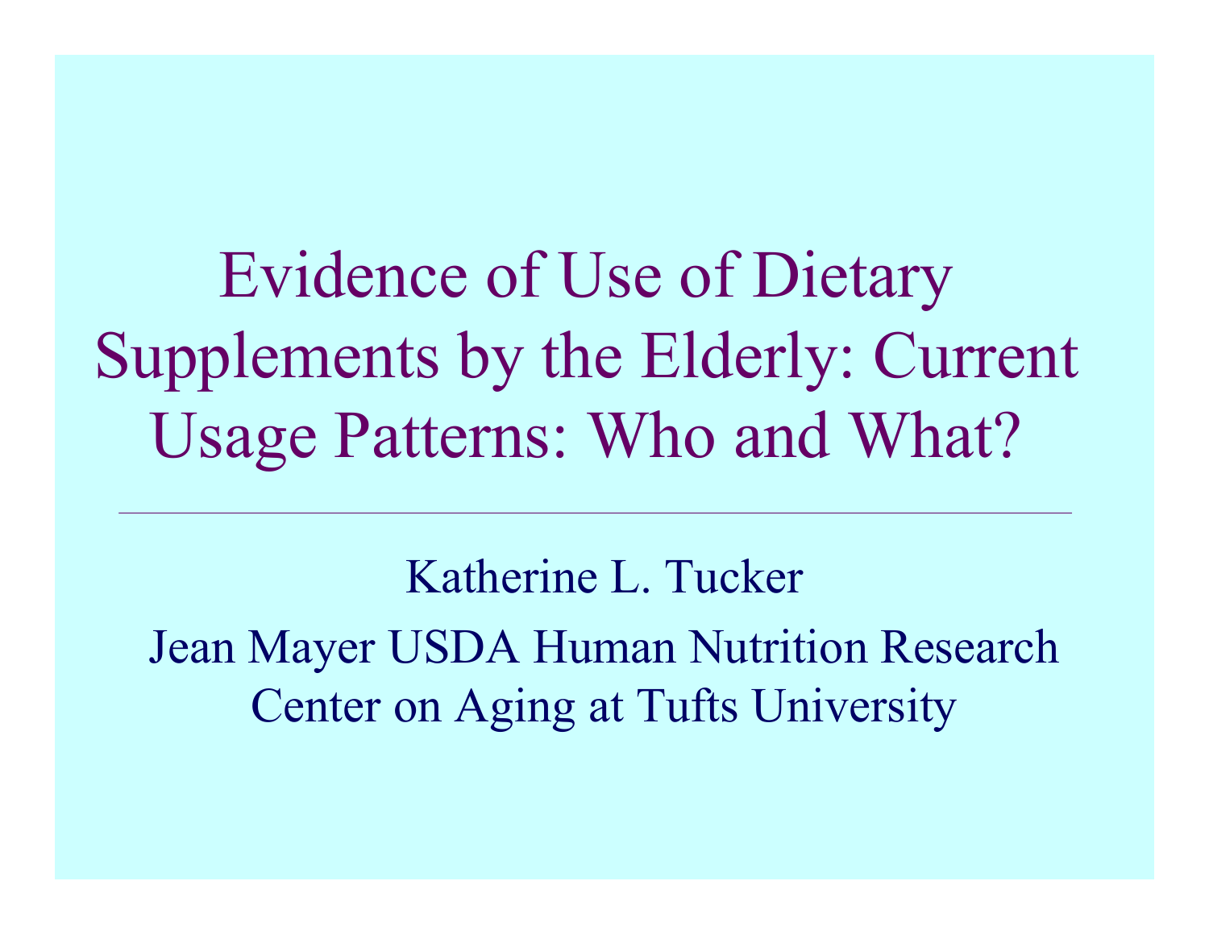# Evidence of Use of Dietary Supplements by the Elderly: Current Usage Patterns: Who and What?

---

Katherine L. Tucker

Jean Mayer USDA Human Nutrition Research Center on Aging at Tufts University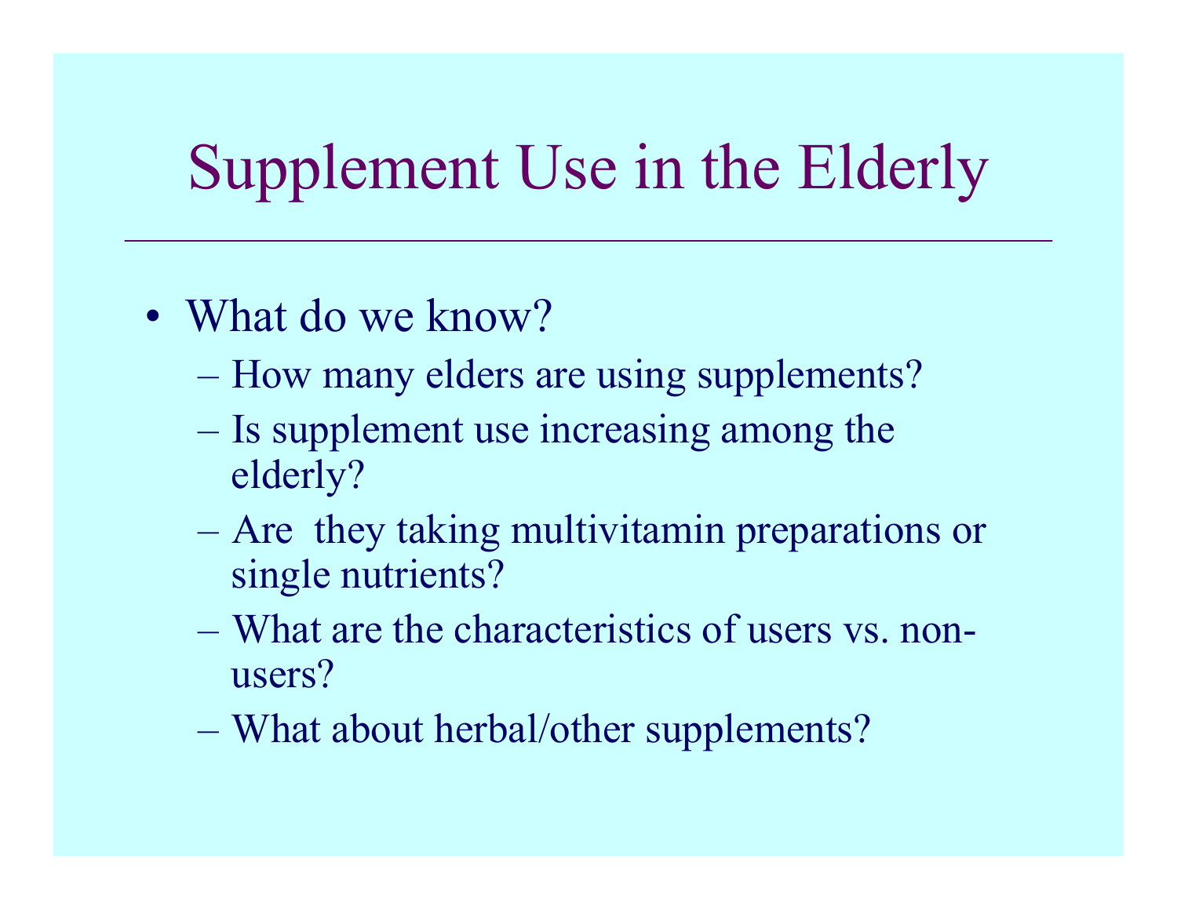# Supplement Use in the Elderly

- What do we know?
  - How many elders are using supplements?
  - Is supplement use increasing among the elderly?
  - Are they taking multivitamin preparations or single nutrients?
  - What are the characteristics of users vs. non-users?
  - What about herbal/other supplements?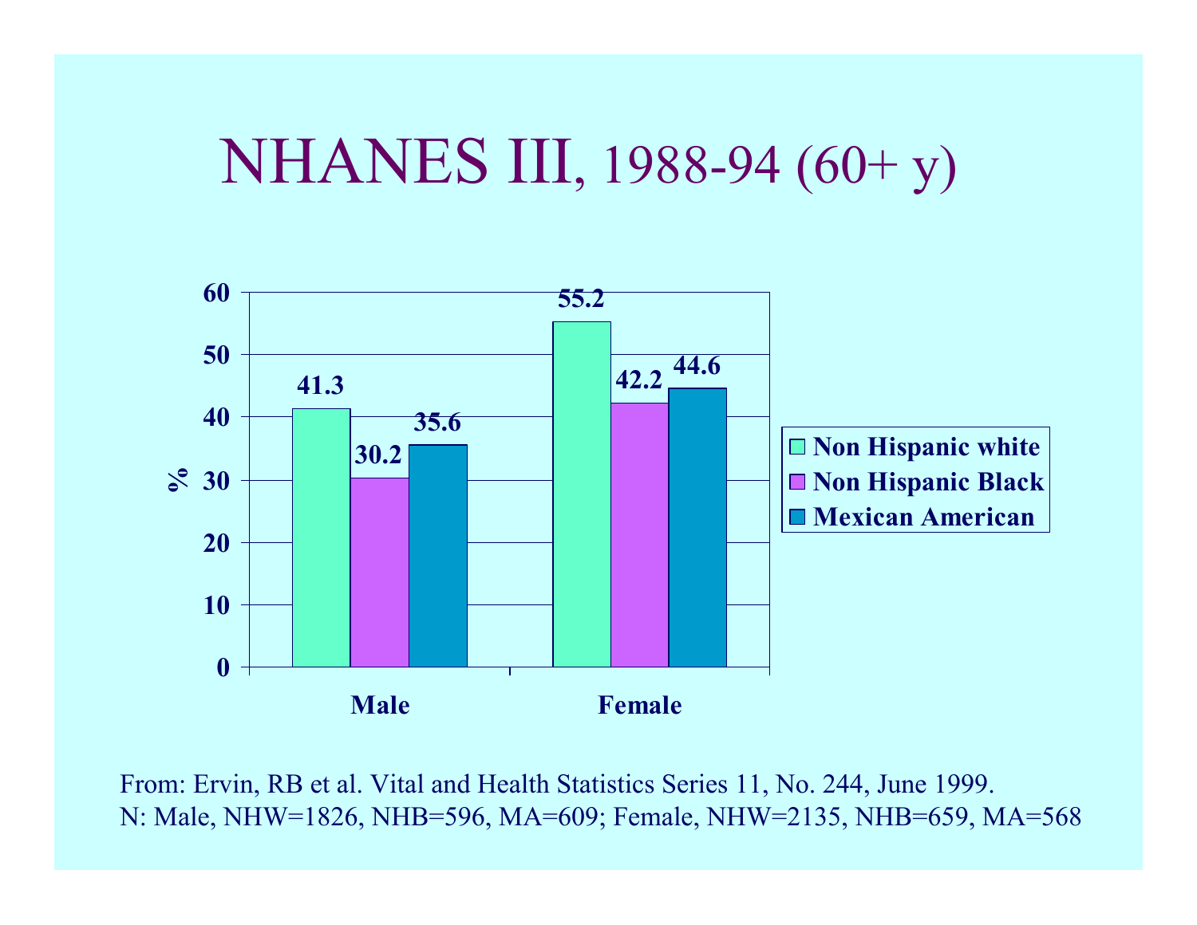# NHANES III, 1988-94 (60+ y)

| % | Non Hispanic white | Non Hispanic Black | Mexican American |
|---|---|---|---|
| Male | 41.3 | 30.2 | 35.6 |
| Female | 55.2 | 42.2 | 44.6 |

From: Ervin, RB et al. Vital and Health Statistics Series 11, No. 244, June 1999.
N: Male, NHW=1826, NHB=596, MA=609; Female, NHW=2135, NHB=659, MA=568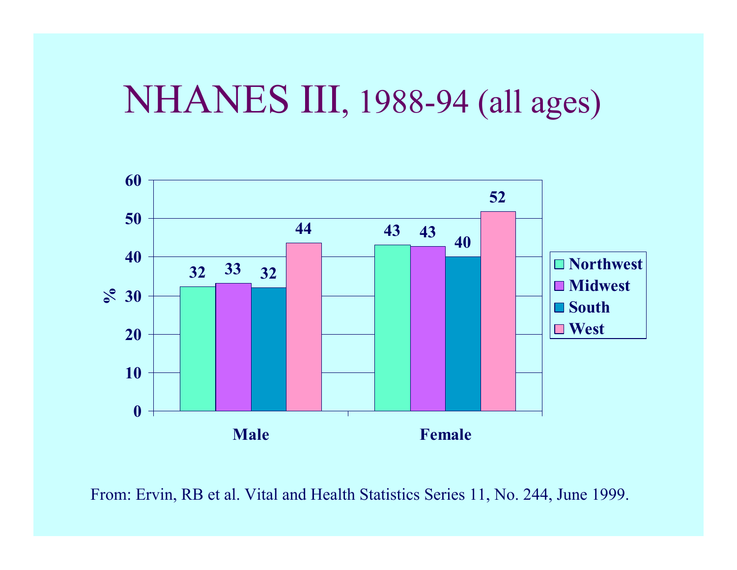# NHANES III, 1988-94 (all ages)

| % | Northwest | Midwest | South | West |
|---|---|---|---|---|
| Male | 32 | 33 | 32 | 44 |
| Female | 43 | 43 | 40 | 52 |

From: Ervin, RB et al. Vital and Health Statistics Series 11, No. 244, June 1999.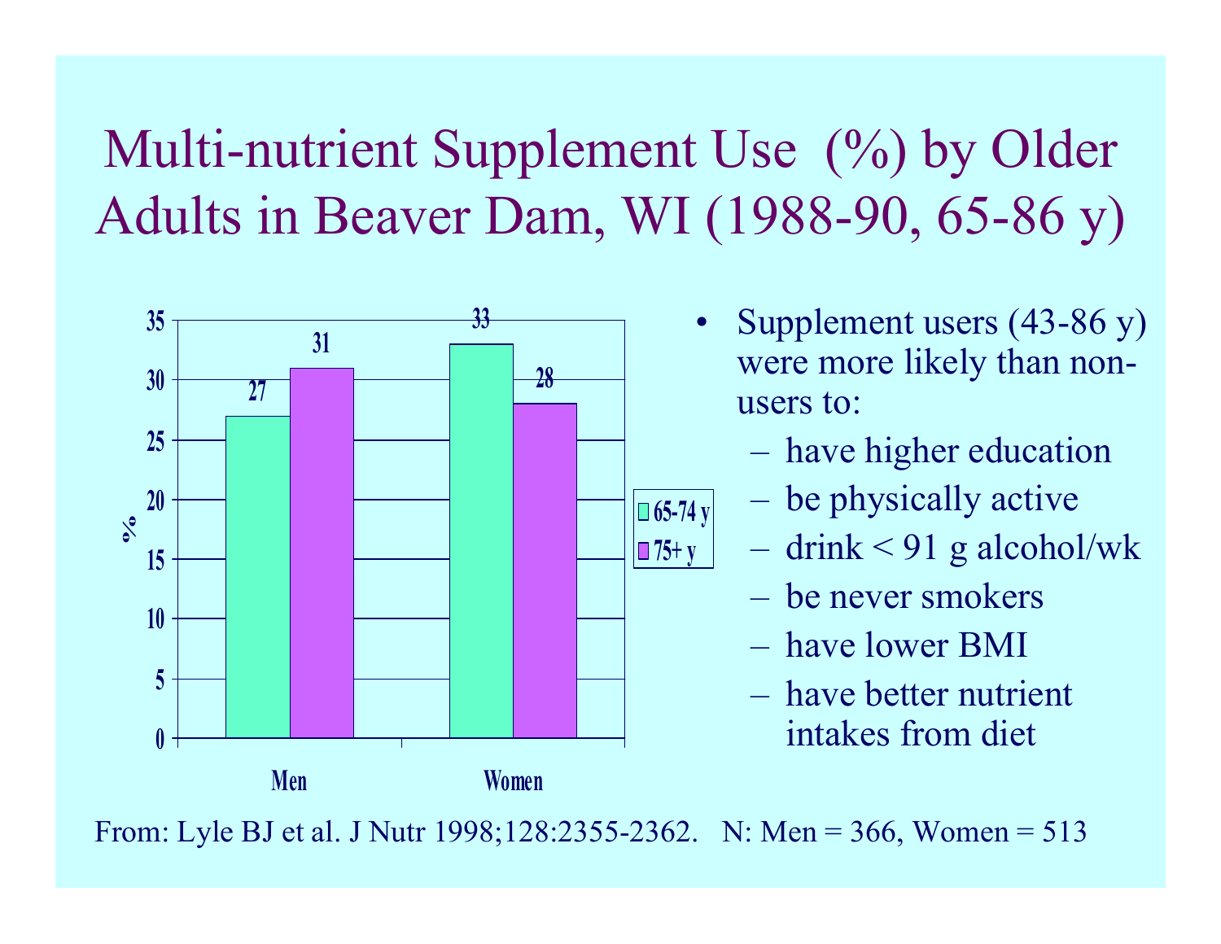# Multi-nutrient Supplement Use (%) by Older Adults in Beaver Dam, WI (1988-90, 65-86 y)

| % | 65-74 y | 75+ y |
|---|---|---|
| Men | 27 | 31 |
| Women | 33 | 28 |

- Supplement users (43-86 y) were more likely than non-users to:
  - have higher education
  - be physically active
  - drink < 91 g alcohol/wk
  - be never smokers
  - have lower BMI
  - have better nutrient intakes from diet

From: Lyle BJ et al. J Nutr 1998;128:2355-2362. N: Men = 366, Women = 513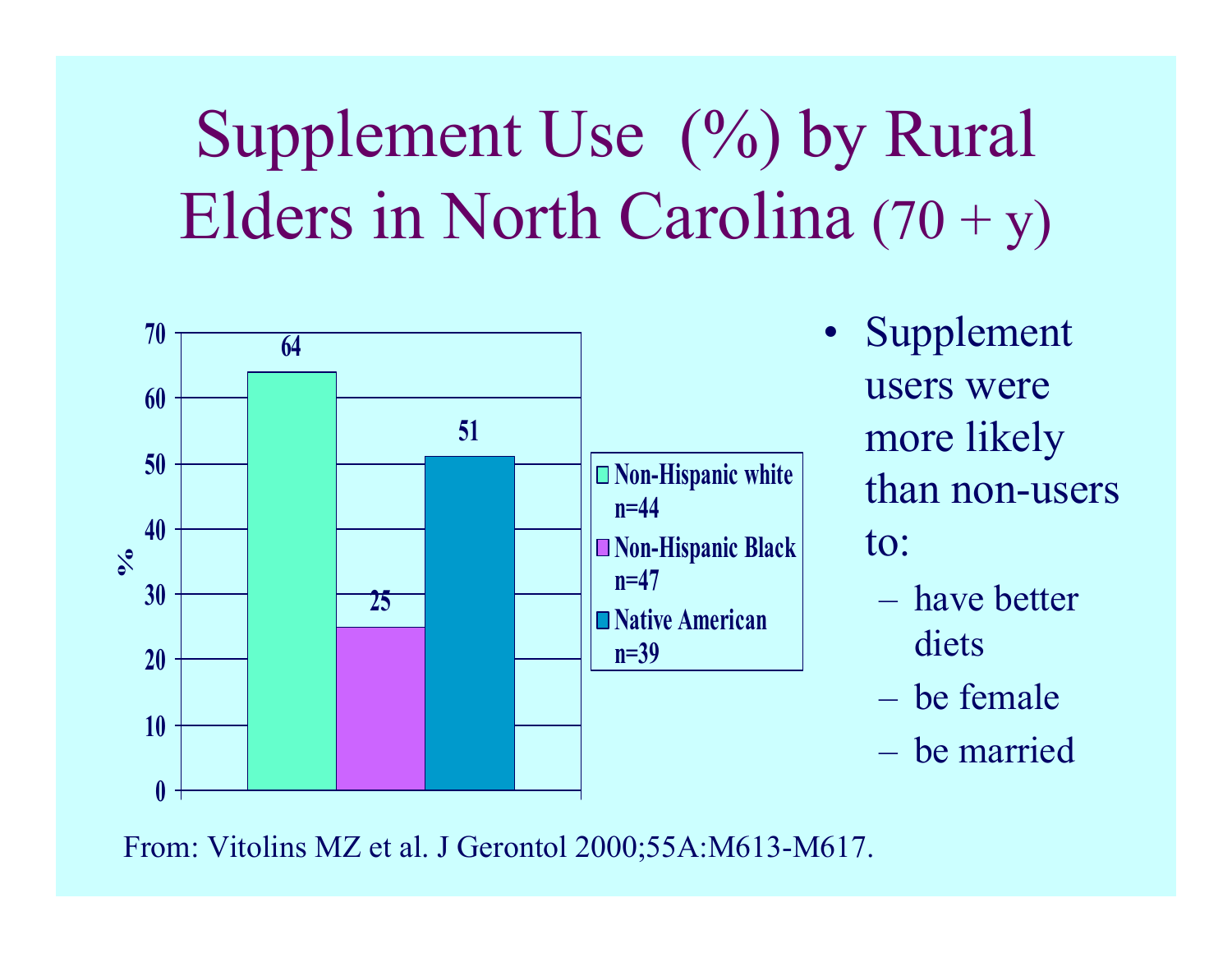# Supplement Use (%) by Rural Elders in North Carolina (70 + y)

| Group | % |
|---|---|
| Non-Hispanic white n=44 | 64 |
| Non-Hispanic Black n=47 | 25 |
| Native American n=39 | 51 |

- Supplement users were more likely than non-users to:
  - have better diets
  - be female
  - be married

From: Vitolins MZ et al. J Gerontol 2000;55A:M613-M617.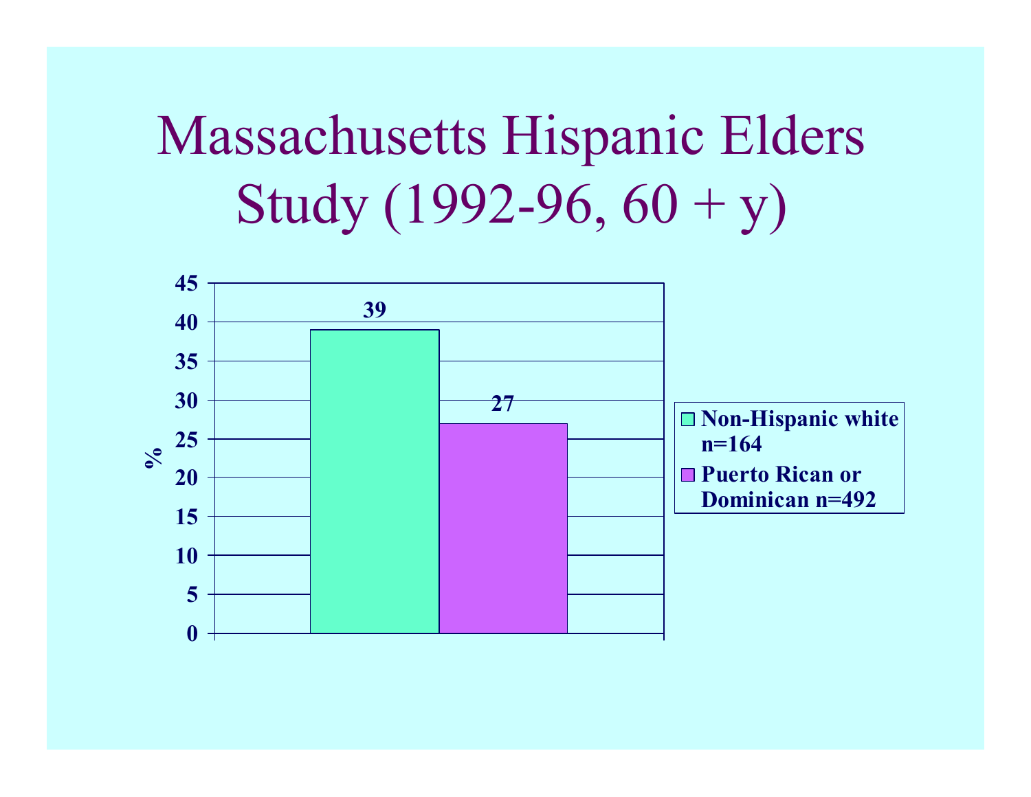# Massachusetts Hispanic Elders Study (1992-96, 60 + y)

| Group | % |
|---|---|
| Non-Hispanic white n=164 | 39 |
| Puerto Rican or Dominican n=492 | 27 |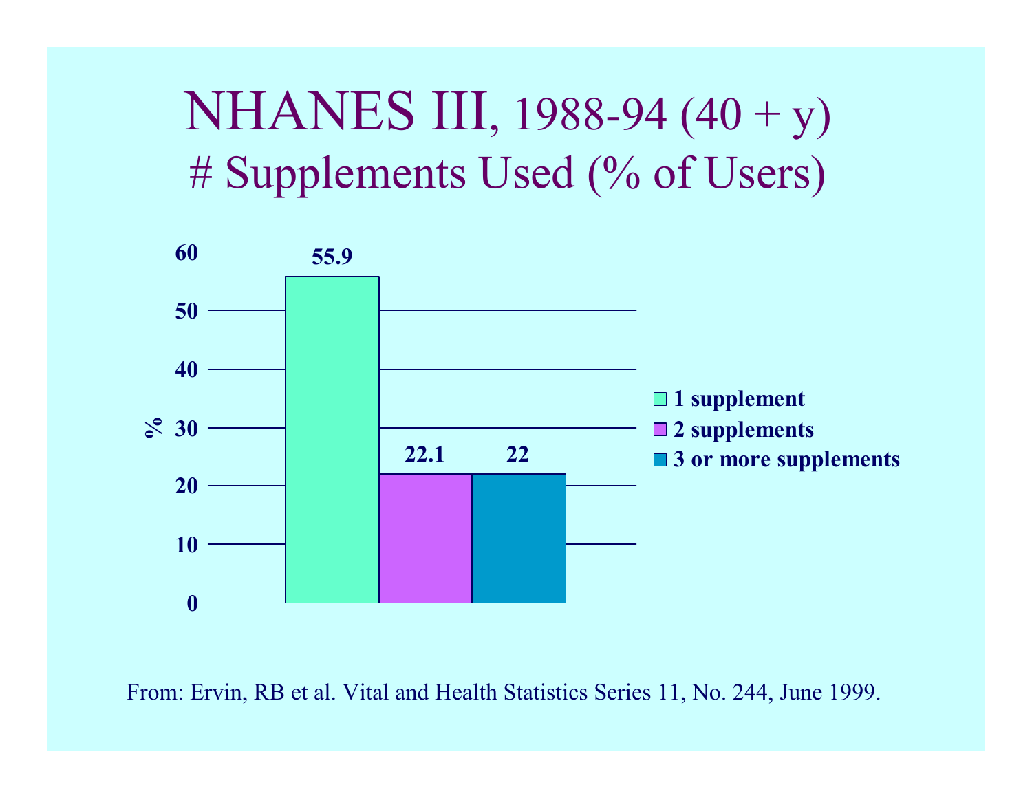# NHANES III, 1988-94 (40 + y)
## # Supplements Used (% of Users)

| Number of supplements | % |
|---|---|
| 1 supplement | 55.9 |
| 2 supplements | 22.1 |
| 3 or more supplements | 22 |

From: Ervin, RB et al. Vital and Health Statistics Series 11, No. 244, June 1999.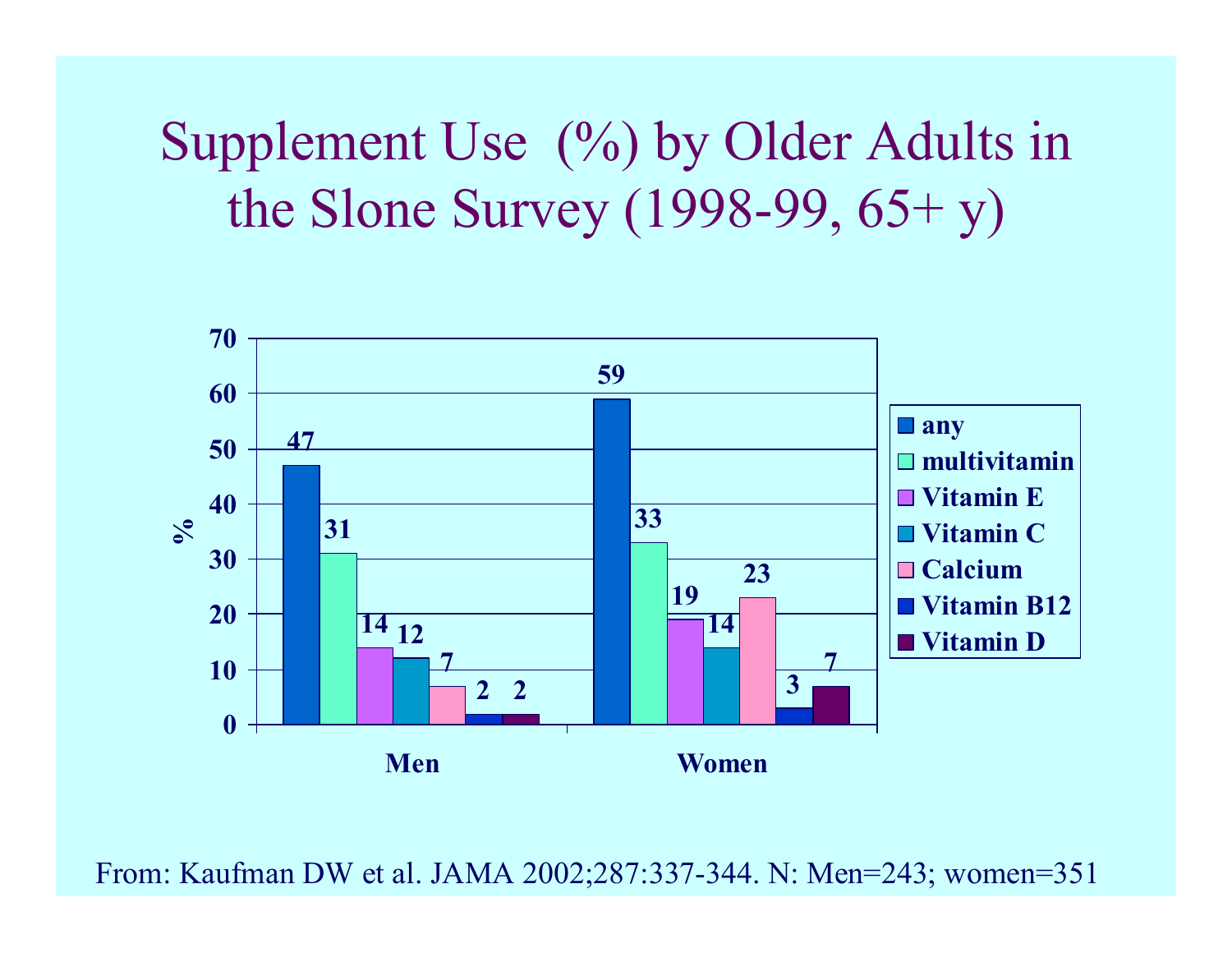# Supplement Use (%) by Older Adults in the Slone Survey (1998-99, 65+ y)

| % | any | multivitamin | Vitamin E | Vitamin C | Calcium | Vitamin B12 | Vitamin D |
|---|---|---|---|---|---|---|---|
| Men | 47 | 31 | 14 | 12 | 7 | 2 | 2 |
| Women | 59 | 33 | 19 | 14 | 23 | 3 | 7 |

From: Kaufman DW et al. JAMA 2002;287:337-344. N: Men=243; women=351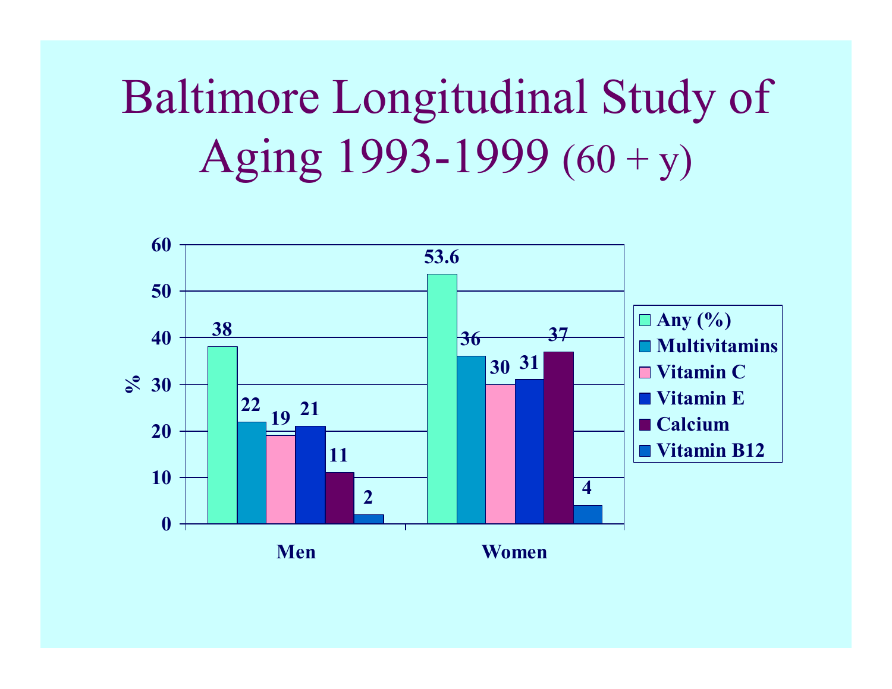# Baltimore Longitudinal Study of Aging 1993-1999 (60 + y)

| % | Any (%) | Multivitamins | Vitamin C | Vitamin E | Calcium | Vitamin B12 |
|---|---|---|---|---|---|---|
| Men | 38 | 22 | 19 | 21 | 11 | 2 |
| Women | 53.6 | 36 | 30 | 31 | 37 | 4 |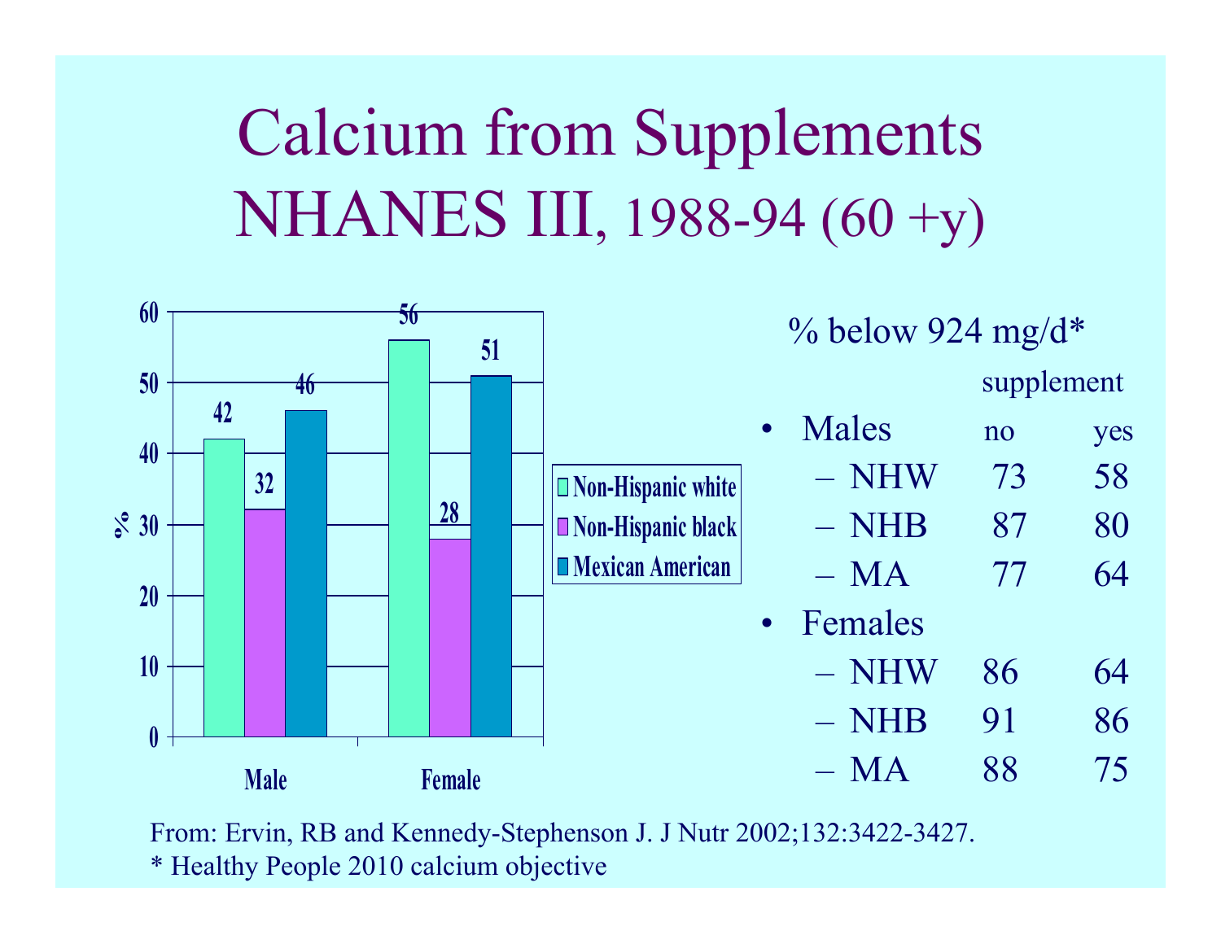# Calcium from Supplements NHANES III, 1988-94 (60 +y)

| % | Non-Hispanic white | Non-Hispanic black | Mexican American |
|---|---|---|---|
| Male | 42 | 32 | 46 |
| Female | 56 | 28 | 51 |

% below 924 mg/d*

| | supplement no | supplement yes |
|---|---|---|
| **Males** | | |
| – NHW | 73 | 58 |
| – NHB | 87 | 80 |
| – MA | 77 | 64 |
| **Females** | | |
| – NHW | 86 | 64 |
| – NHB | 91 | 86 |
| – MA | 88 | 75 |

From: Ervin, RB and Kennedy-Stephenson J. J Nutr 2002;132:3422-3427.

* Healthy People 2010 calcium objective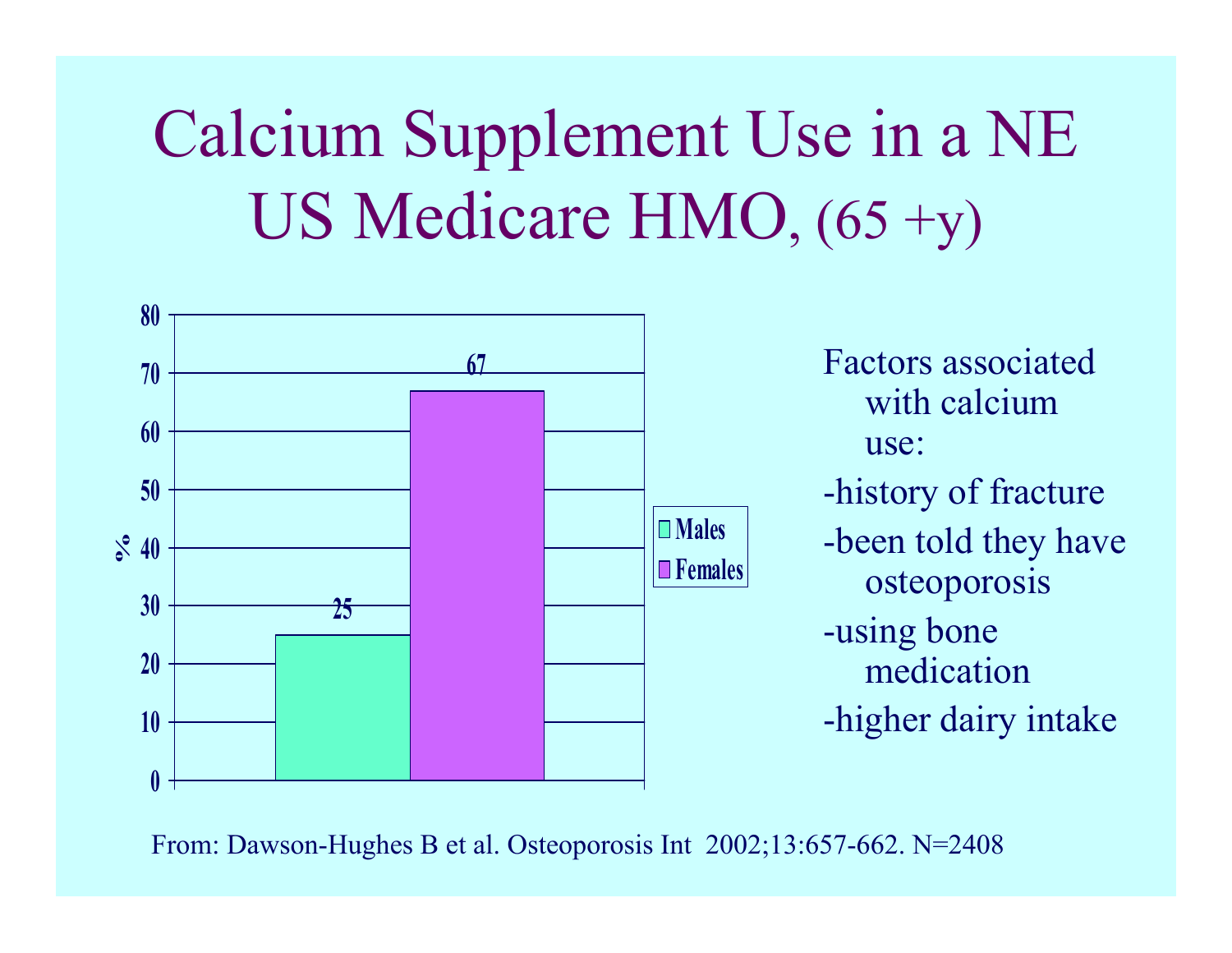# Calcium Supplement Use in a NE US Medicare HMO, (65 +y)

| | % |
|---|---|
| Males | 25 |
| Females | 67 |

Factors associated with calcium use:

- history of fracture
- been told they have osteoporosis
- using bone medication
- higher dairy intake

From: Dawson-Hughes B et al. Osteoporosis Int 2002;13:657-662. N=2408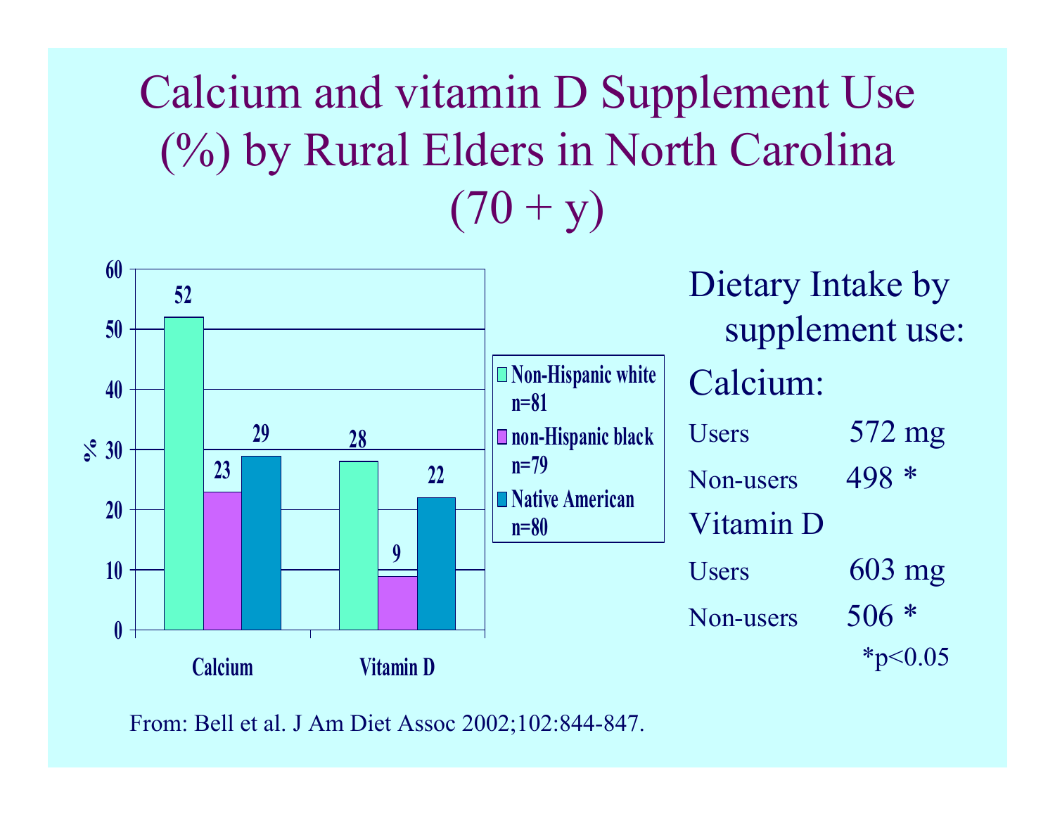# Calcium and vitamin D Supplement Use (%) by Rural Elders in North Carolina (70 + y)

| % | Non-Hispanic white n=81 | non-Hispanic black n=79 | Native American n=80 |
|---|---|---|---|
| Calcium | 52 | 23 | 29 |
| Vitamin D | 28 | 9 | 22 |

Dietary Intake by supplement use:

**Calcium:**

| | |
|---|---|
| Users | 572 mg |
| Non-users | 498 * |

**Vitamin D**

| | |
|---|---|
| Users | 603 mg |
| Non-users | 506 * |

*$p<0.05$

From: Bell et al. J Am Diet Assoc 2002;102:844-847.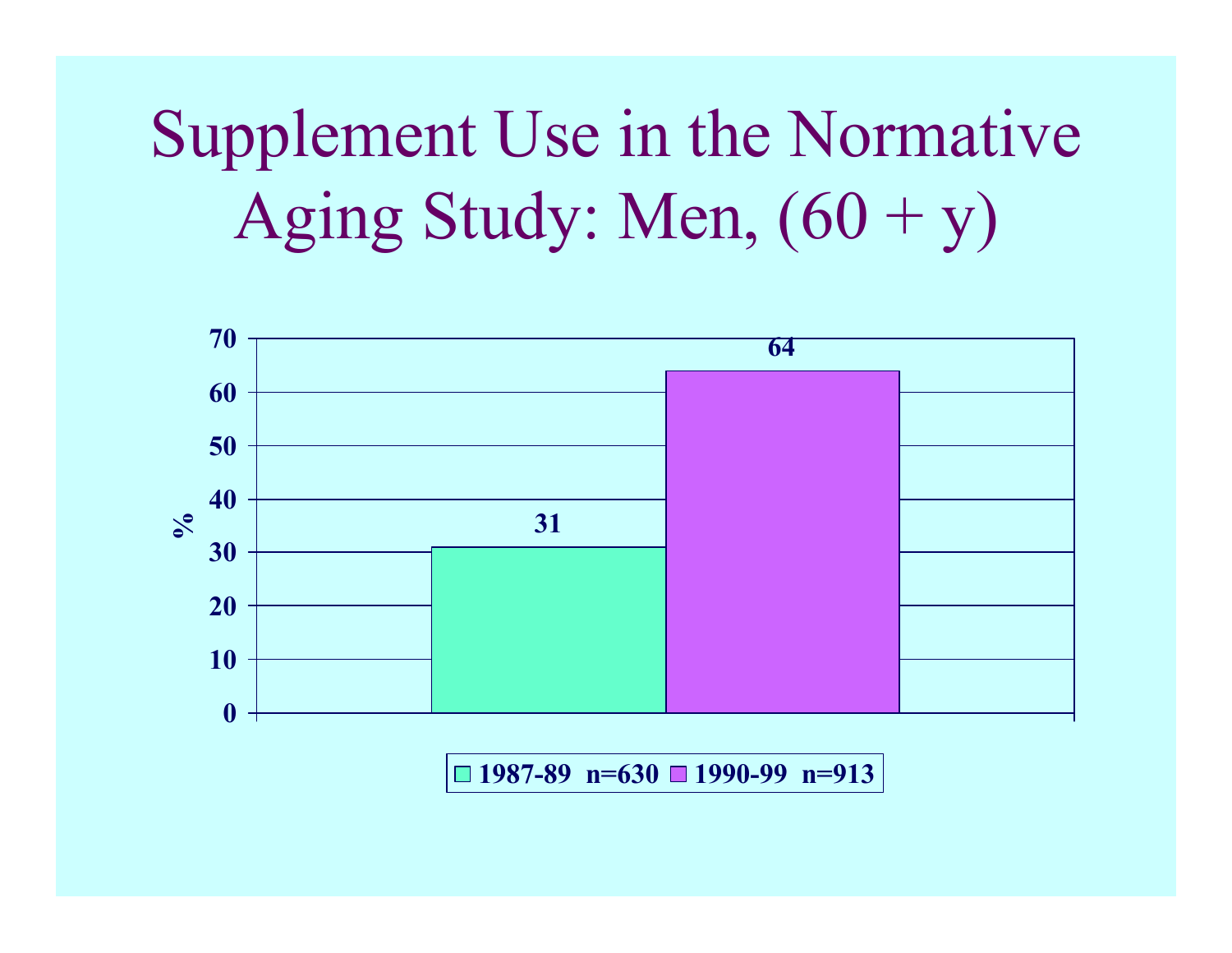# Supplement Use in the Normative Aging Study: Men, (60 + y)

| % | 1987-89 n=630 | 1990-99 n=913 |
|---|---|---|
| Supplement use | 31 | 64 |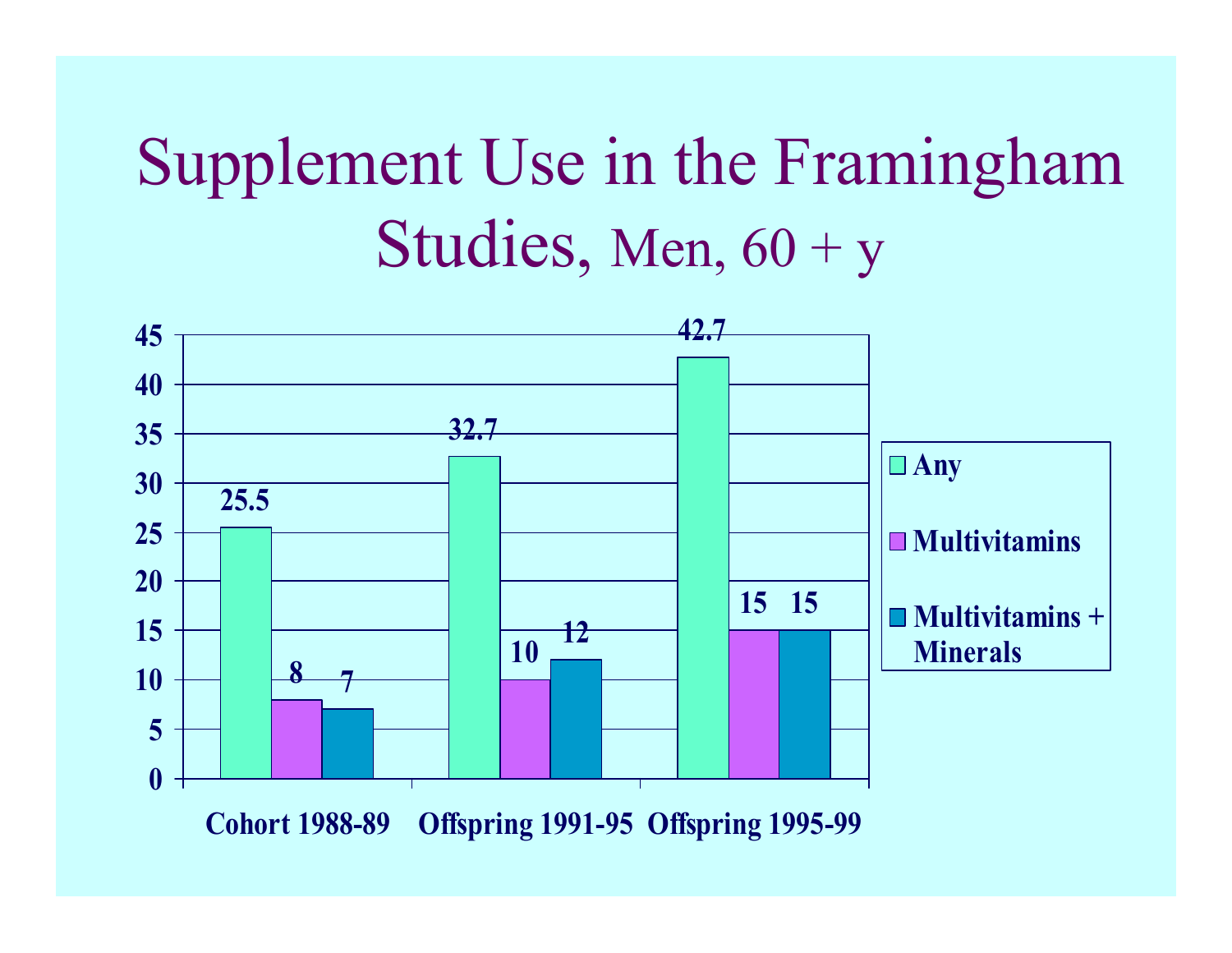# Supplement Use in the Framingham Studies, Men, 60 + y

| | Any | Multivitamins | Multivitamins + Minerals |
|---|---|---|---|
| Cohort 1988-89 | 25.5 | 8 | 7 |
| Offspring 1991-95 | 32.7 | 10 | 12 |
| Offspring 1995-99 | 42.7 | 15 | 15 |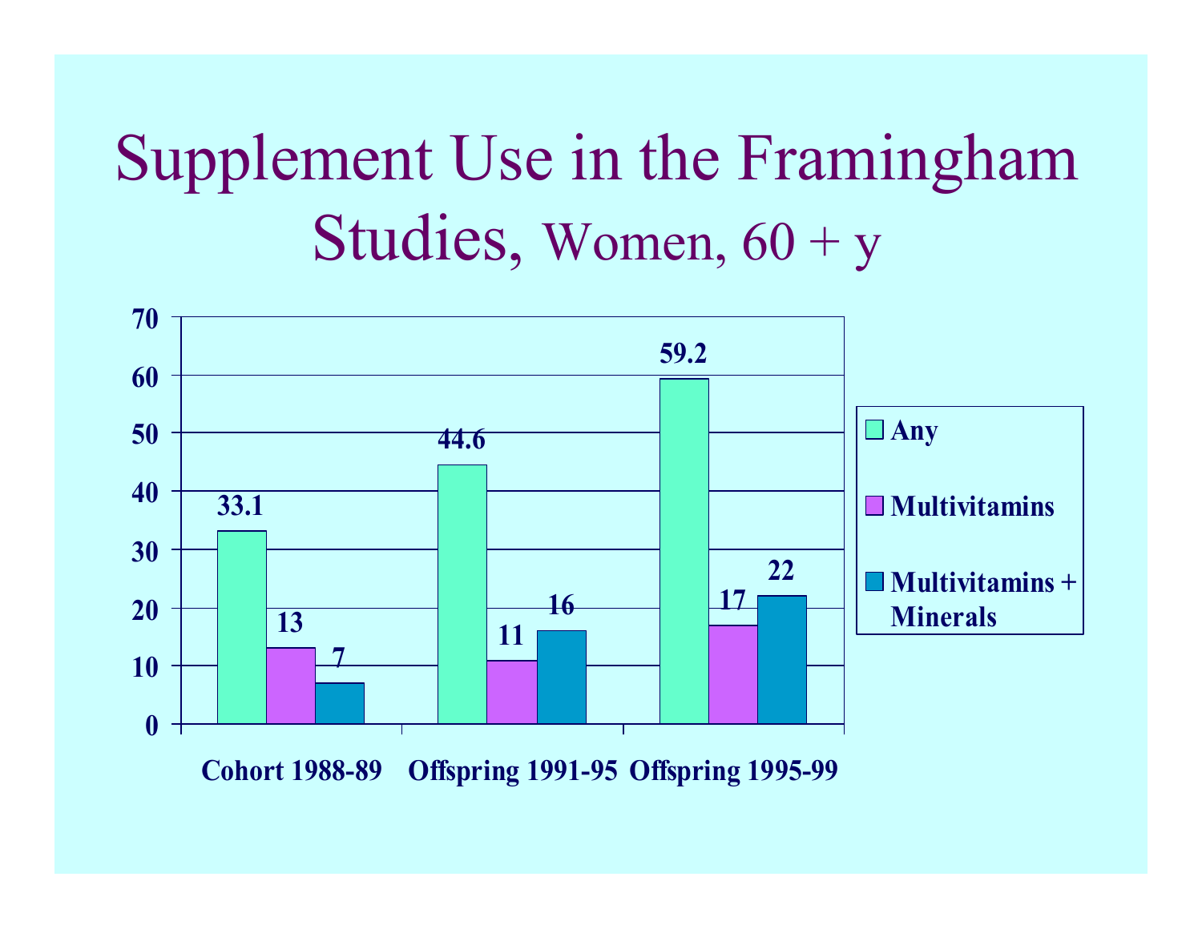# Supplement Use in the Framingham Studies, Women, 60 + y

| | Any | Multivitamins | Multivitamins + Minerals |
|---|---|---|---|
| Cohort 1988-89 | 33.1 | 13 | 7 |
| Offspring 1991-95 | 44.6 | 11 | 16 |
| Offspring 1995-99 | 59.2 | 17 | 22 |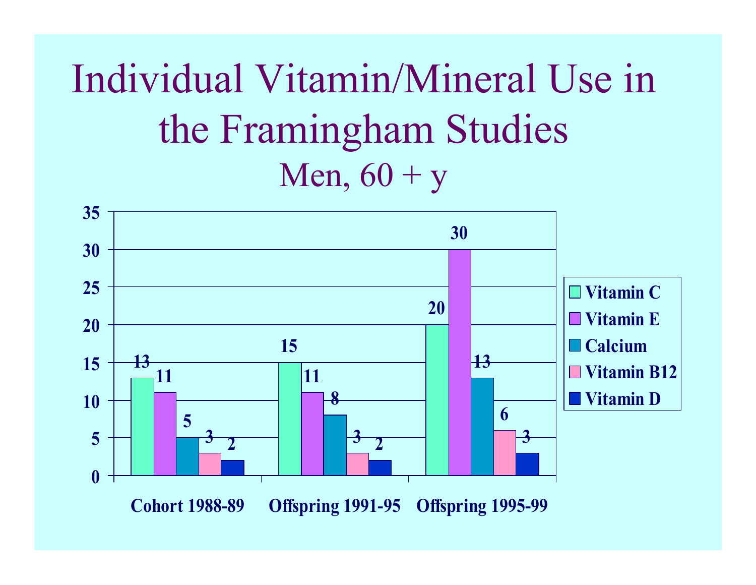# Individual Vitamin/Mineral Use in the Framingham Studies

## Men, 60 + y

| | Vitamin C | Vitamin E | Calcium | Vitamin B12 | Vitamin D |
|---|---|---|---|---|---|
| Cohort 1988-89 | 13 | 11 | 5 | 3 | 2 |
| Offspring 1991-95 | 15 | 11 | 8 | 3 | 2 |
| Offspring 1995-99 | 20 | 30 | 13 | 6 | 3 |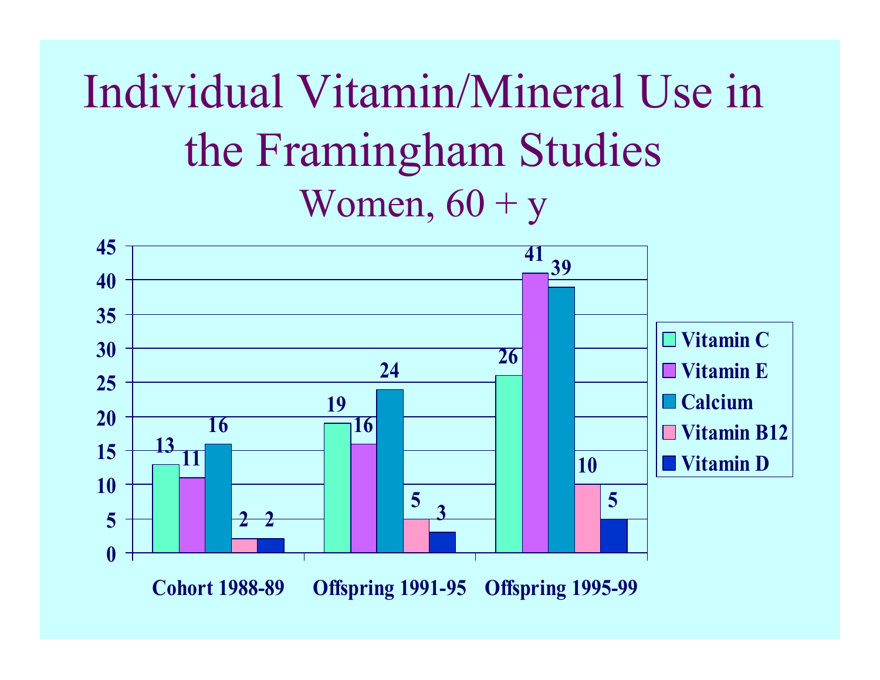# Individual Vitamin/Mineral Use in the Framingham Studies

## Women, 60 + y

| | Vitamin C | Vitamin E | Calcium | Vitamin B12 | Vitamin D |
|---|---|---|---|---|---|
| Cohort 1988-89 | 13 | 11 | 16 | 2 | 2 |
| Offspring 1991-95 | 19 | 16 | 24 | 5 | 3 |
| Offspring 1995-99 | 26 | 41 | 39 | 10 | 5 |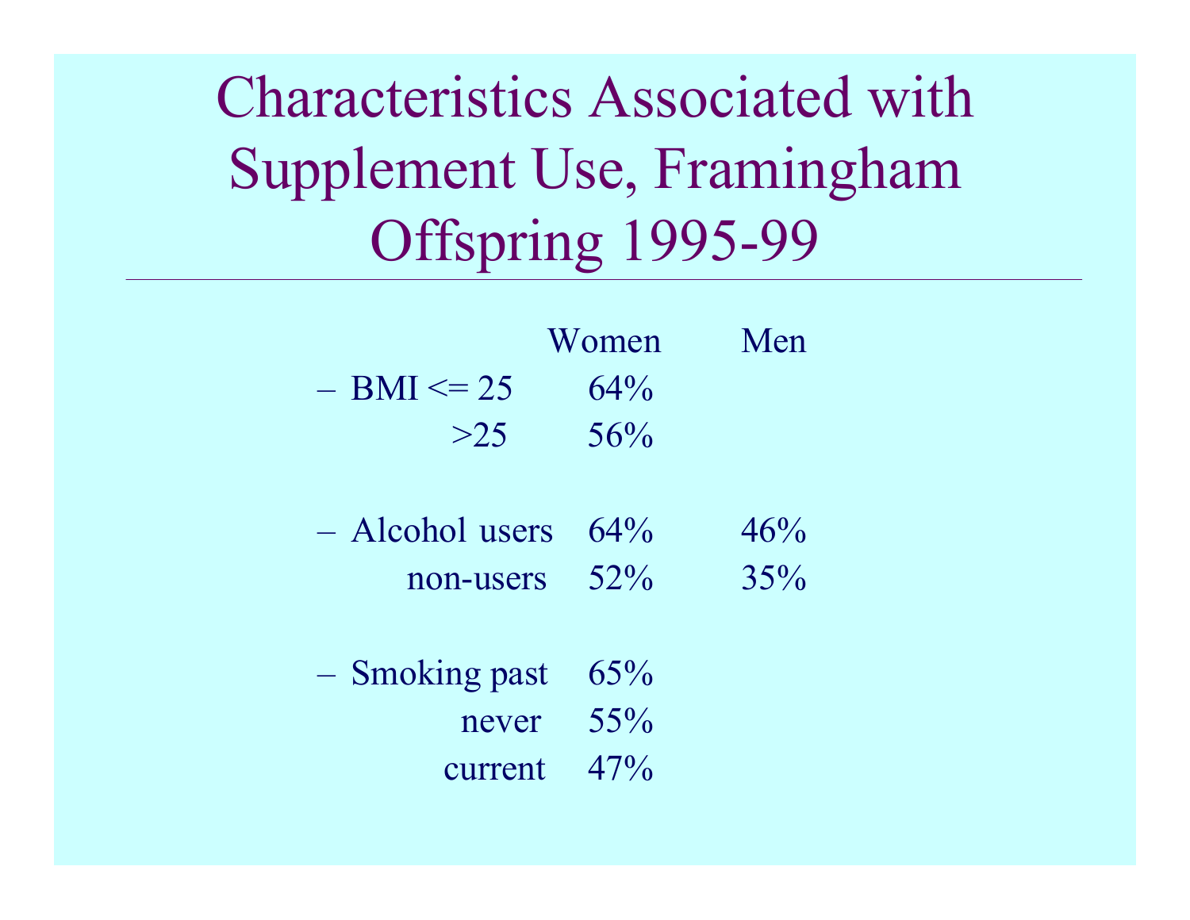# Characteristics Associated with Supplement Use, Framingham Offspring 1995-99

| | | Women | Men |
|---|---|---|---|
| – BMI | <= 25 | 64% | |
| | >25 | 56% | |
| – Alcohol | users | 64% | 46% |
| | non-users | 52% | 35% |
| – Smoking | past | 65% | |
| | never | 55% | |
| | current | 47% | |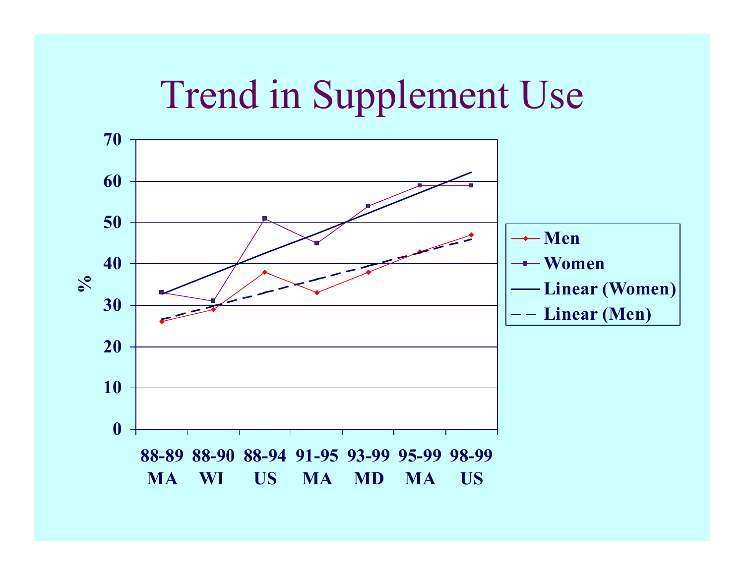# Trend in Supplement Use

| Survey | Men (%) | Women (%) |
|---|---|---|
| 88-89 MA | 26 | 33 |
| 88-90 WI | 29 | 31 |
| 88-94 US | 38 | 51 |
| 91-95 MA | 33 | 45 |
| 93-99 MD | 38 | 54 |
| 95-99 MA | 43 | 59 |
| 98-99 US | 47 | 59 |

Legend: Men; Women; Linear (Women); Linear (Men)

Y-axis: %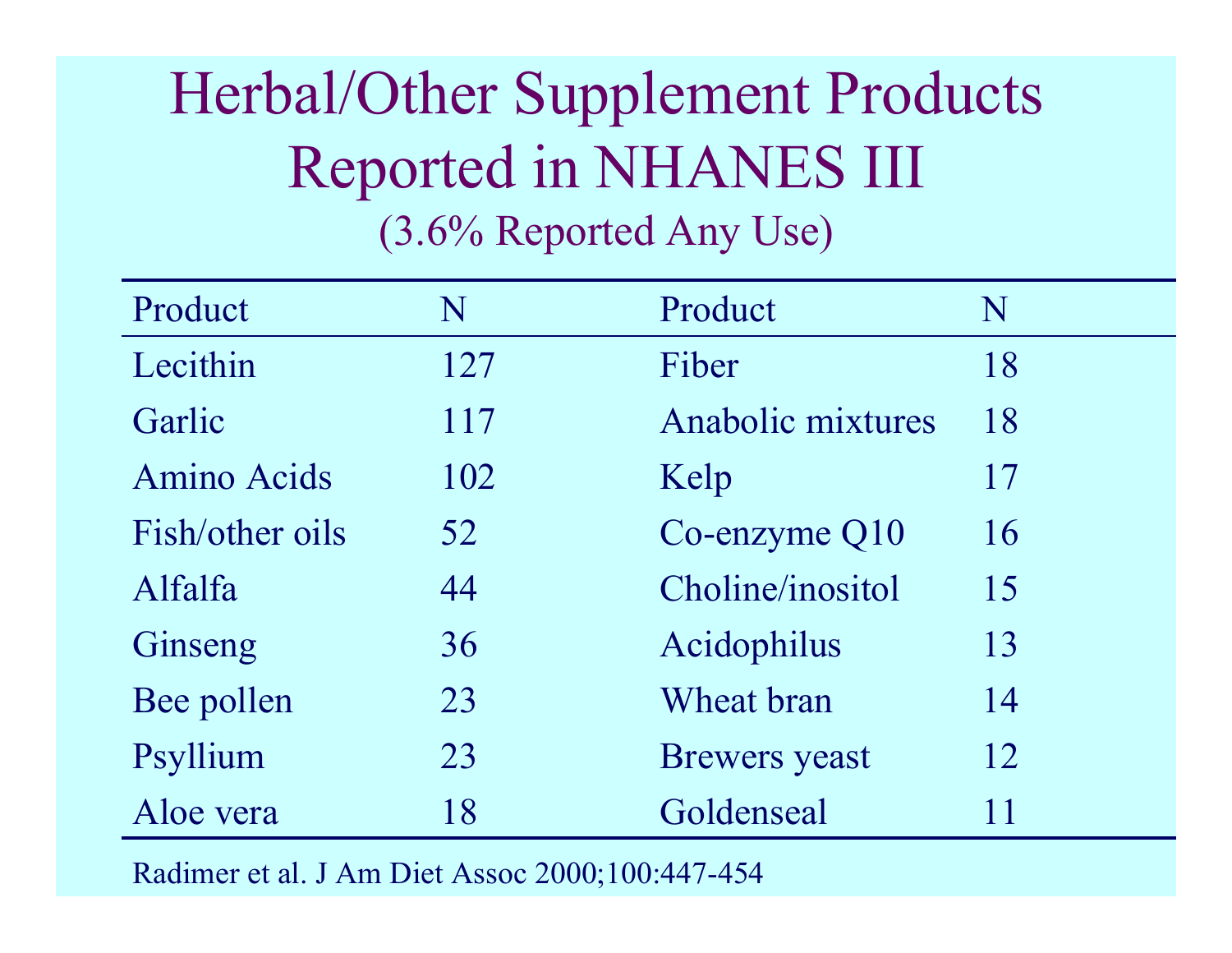# Herbal/Other Supplement Products Reported in NHANES III

(3.6% Reported Any Use)

| Product | N | Product | N |
|---|---|---|---|
| Lecithin | 127 | Fiber | 18 |
| Garlic | 117 | Anabolic mixtures | 18 |
| Amino Acids | 102 | Kelp | 17 |
| Fish/other oils | 52 | Co-enzyme Q10 | 16 |
| Alfalfa | 44 | Choline/inositol | 15 |
| Ginseng | 36 | Acidophilus | 13 |
| Bee pollen | 23 | Wheat bran | 14 |
| Psyllium | 23 | Brewers yeast | 12 |
| Aloe vera | 18 | Goldenseal | 11 |

Radimer et al. J Am Diet Assoc 2000;100:447-454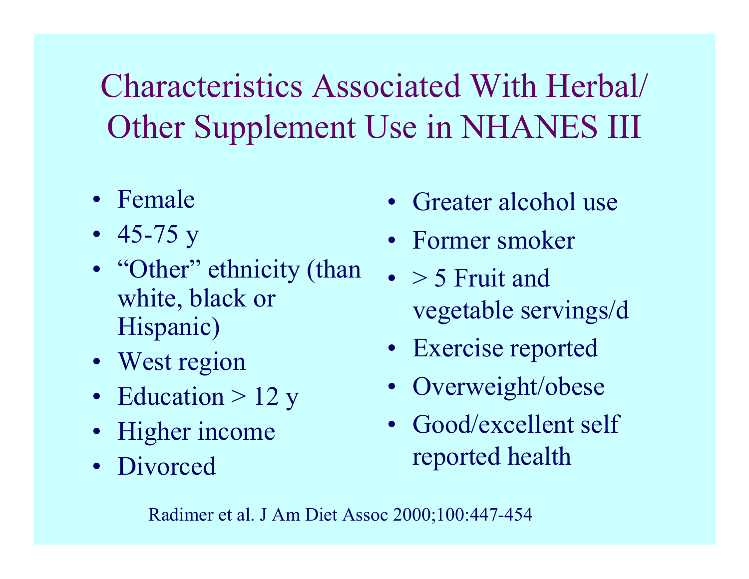# Characteristics Associated With Herbal/ Other Supplement Use in NHANES III

- Female
- 45-75 y
- "Other" ethnicity (than white, black or Hispanic)
- West region
- Education > 12 y
- Higher income
- Divorced
- Greater alcohol use
- Former smoker
- > 5 Fruit and vegetable servings/d
- Exercise reported
- Overweight/obese
- Good/excellent self reported health

Radimer et al. J Am Diet Assoc 2000;100:447-454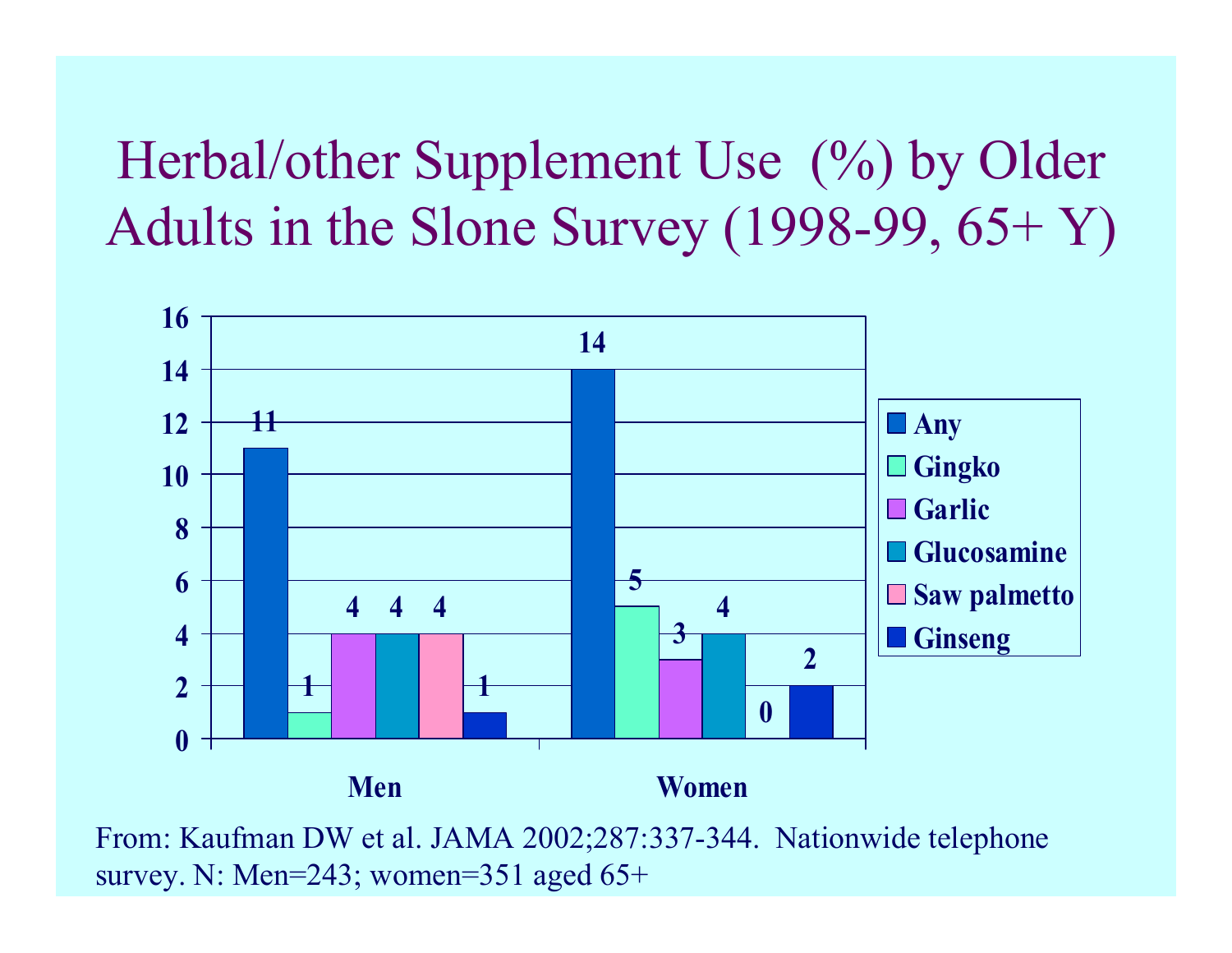# Herbal/other Supplement Use (%) by Older Adults in the Slone Survey (1998-99, 65+ Y)

| | Any | Gingko | Garlic | Glucosamine | Saw palmetto | Ginseng |
|---|---|---|---|---|---|---|
| Men | 11 | 1 | 4 | 4 | 4 | 1 |
| Women | 14 | 5 | 3 | 4 | 0 | 2 |

From: Kaufman DW et al. JAMA 2002;287:337-344. Nationwide telephone survey. N: Men=243; women=351 aged 65+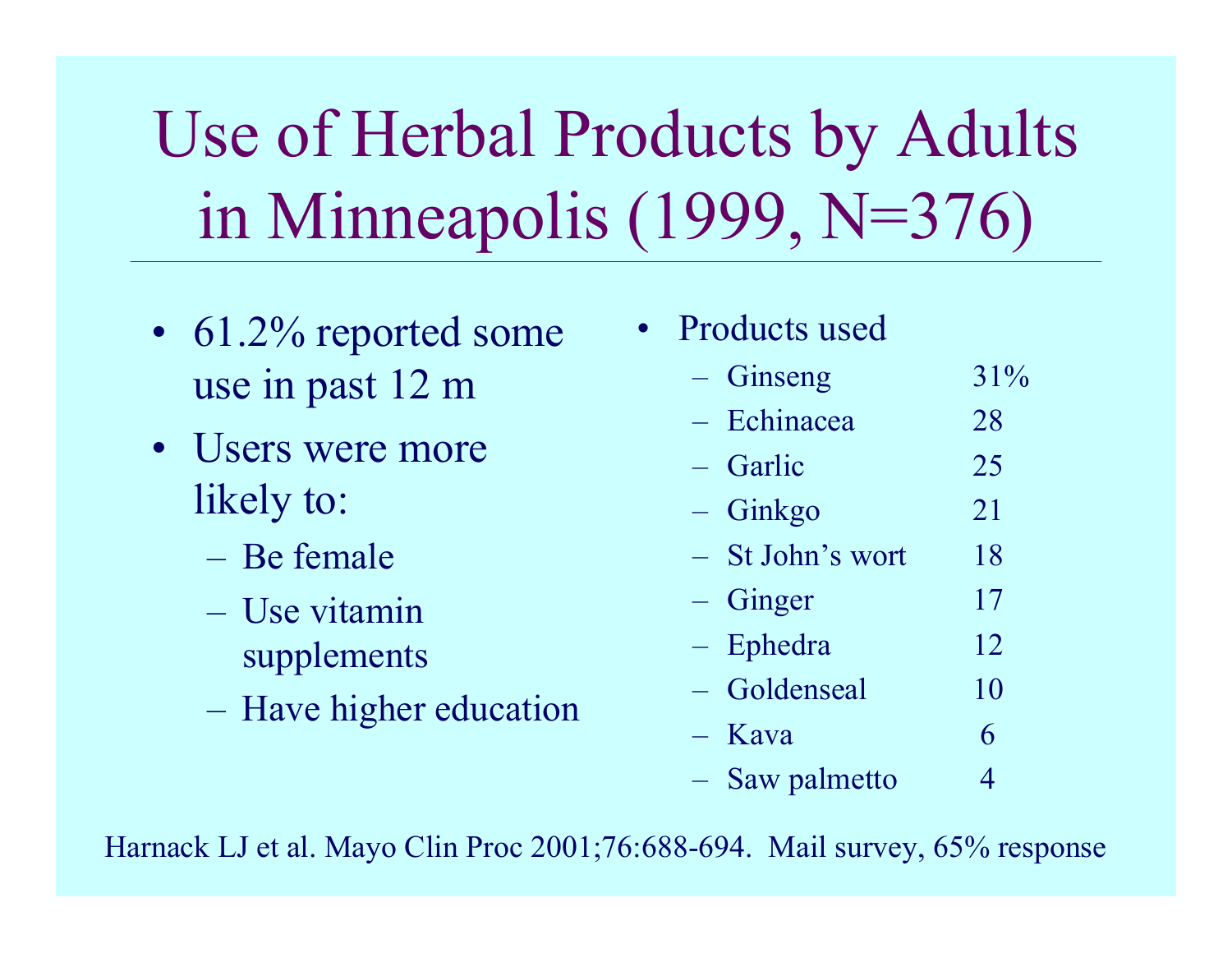# Use of Herbal Products by Adults in Minneapolis (1999, N=376)

- 61.2% reported some use in past 12 m
- Users were more likely to:
  - Be female
  - Use vitamin supplements
  - Have higher education

- Products used

| Product | % |
| --- | --- |
| Ginseng | 31% |
| Echinacea | 28 |
| Garlic | 25 |
| Ginkgo | 21 |
| St John's wort | 18 |
| Ginger | 17 |
| Ephedra | 12 |
| Goldenseal | 10 |
| Kava | 6 |
| Saw palmetto | 4 |

Harnack LJ et al. Mayo Clin Proc 2001;76:688-694. Mail survey, 65% response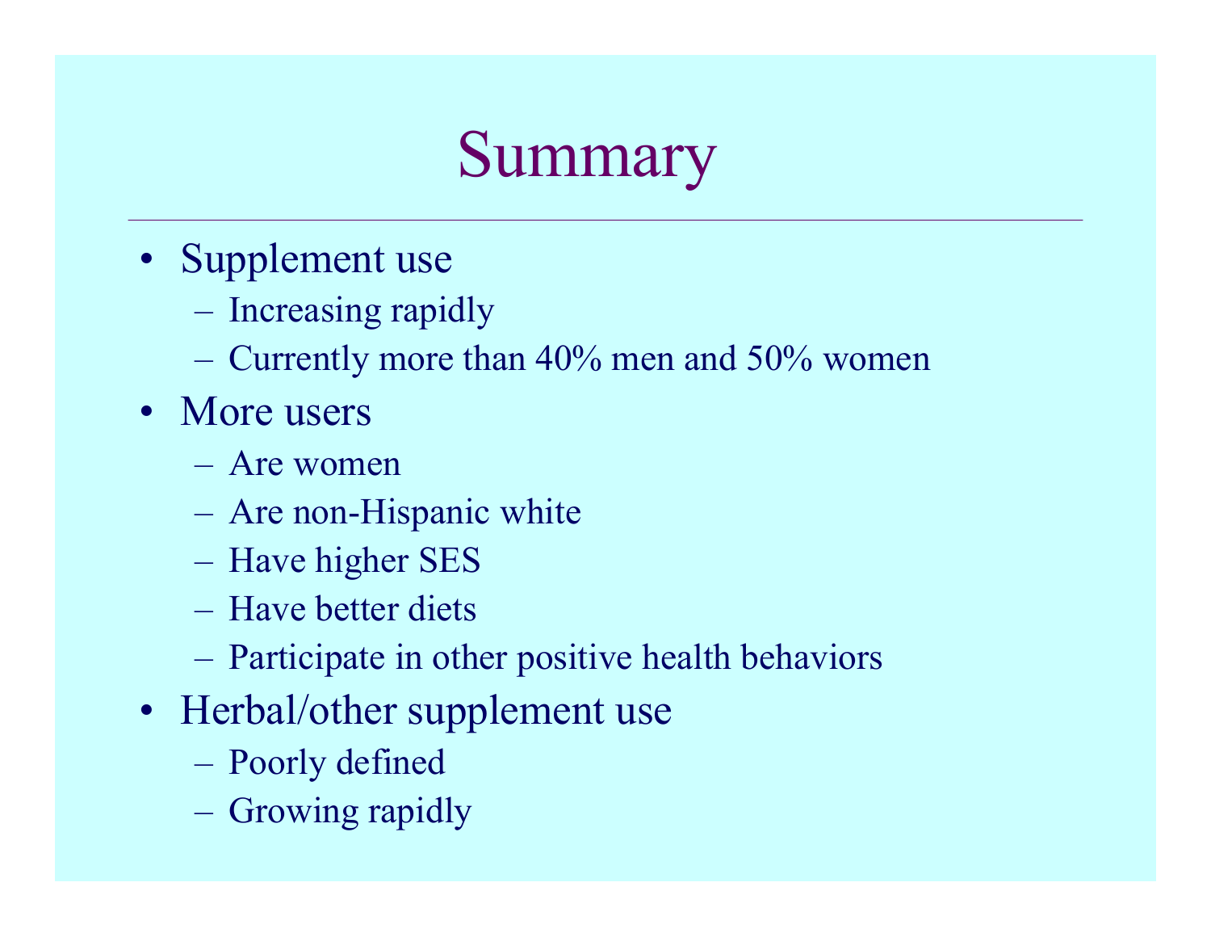# Summary

- Supplement use
  - Increasing rapidly
  - Currently more than 40% men and 50% women
- More users
  - Are women
  - Are non-Hispanic white
  - Have higher SES
  - Have better diets
  - Participate in other positive health behaviors
- Herbal/other supplement use
  - Poorly defined
  - Growing rapidly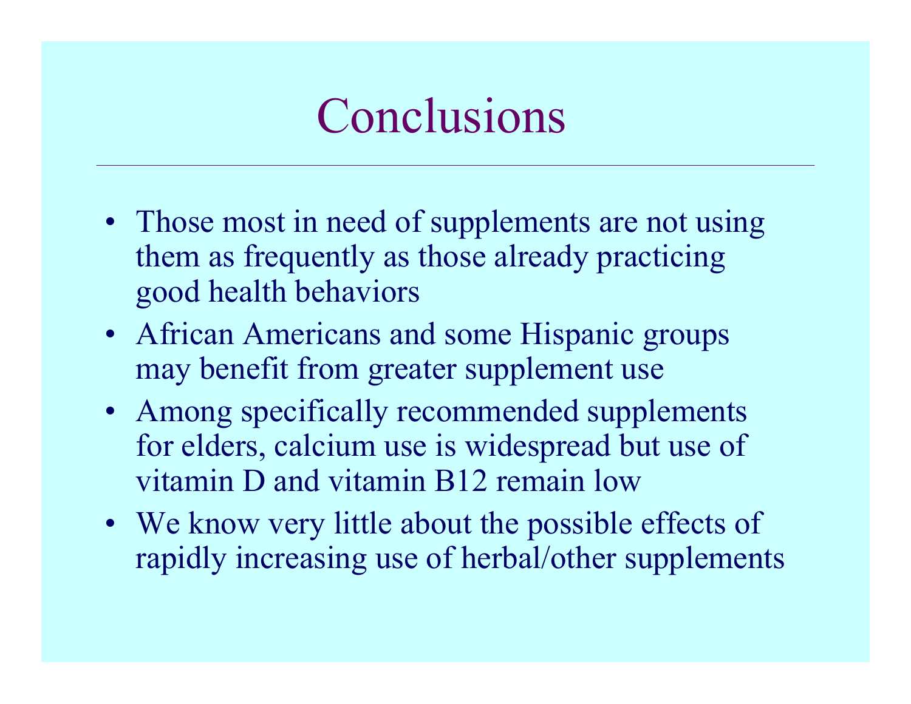# Conclusions

- Those most in need of supplements are not using them as frequently as those already practicing good health behaviors
- African Americans and some Hispanic groups may benefit from greater supplement use
- Among specifically recommended supplements for elders, calcium use is widespread but use of vitamin D and vitamin B12 remain low
- We know very little about the possible effects of rapidly increasing use of herbal/other supplements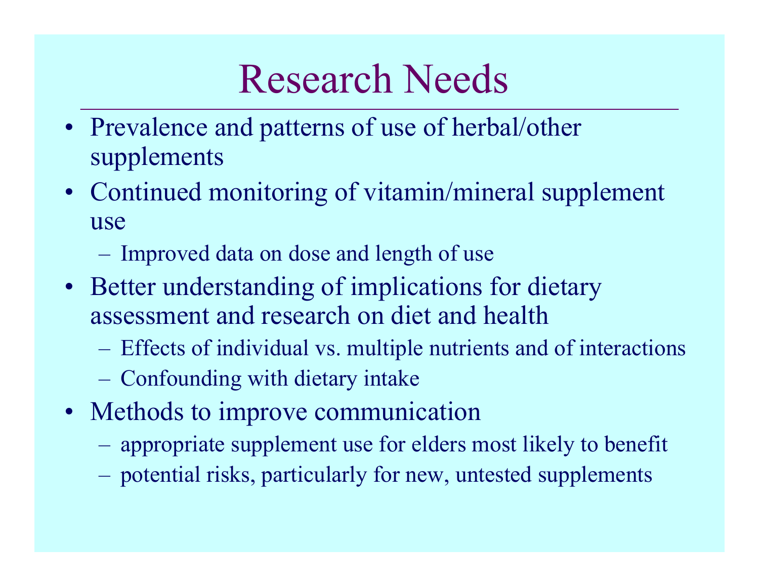# Research Needs

- Prevalence and patterns of use of herbal/other supplements
- Continued monitoring of vitamin/mineral supplement use
  - Improved data on dose and length of use
- Better understanding of implications for dietary assessment and research on diet and health
  - Effects of individual vs. multiple nutrients and of interactions
  - Confounding with dietary intake
- Methods to improve communication
  - appropriate supplement use for elders most likely to benefit
  - potential risks, particularly for new, untested supplements